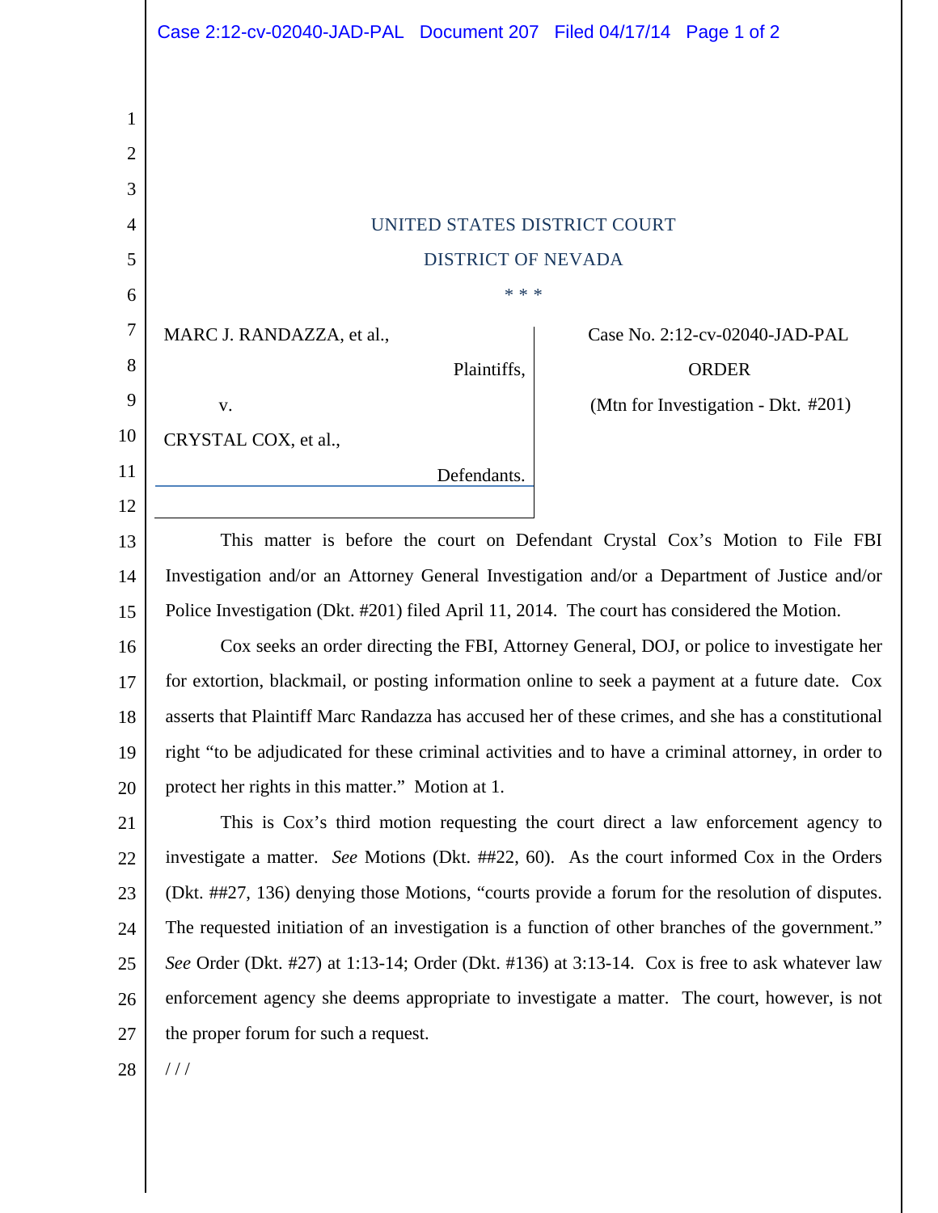UNITED STATES DISTRICT COURT

DISTRICT OF NEVADA

\* \* \*

MARC J. RANDAZZA, et al.,

Plaintiffs,

v.

CRYSTAL COX, et al.,

Defendants.

Case No. 2:12-cv-02040-JAD-PAL

ORDER

(Mtn for Investigation - Dkt. #201)

This matter is before the court on Defendant Crystal Cox's Motion to File FBI Investigation and/or an Attorney General Investigation and/or a Department of Justice and/or Police Investigation (Dkt. #201) filed April 11, 2014. The court has considered the Motion.

Cox seeks an order directing the FBI, Attorney General, DOJ, or police to investigate her for extortion, blackmail, or posting information online to seek a payment at a future date. Cox asserts that Plaintiff Marc Randazza has accused her of these crimes, and she has a constitutional right "to be adjudicated for these criminal activities and to have a criminal attorney, in order to protect her rights in this matter." Motion at 1.

This is Cox's third motion requesting the court direct a law enforcement agency to investigate a matter. *See* Motions (Dkt. ##22, 60). As the court informed Cox in the Orders (Dkt. ##27, 136) denying those Motions, "courts provide a forum for the resolution of disputes. The requested initiation of an investigation is a function of other branches of the government." *See* Order (Dkt. #27) at 1:13-14; Order (Dkt. #136) at 3:13-14. Cox is free to ask whatever law enforcement agency she deems appropriate to investigate a matter. The court, however, is not the proper forum for such a request.

/ / /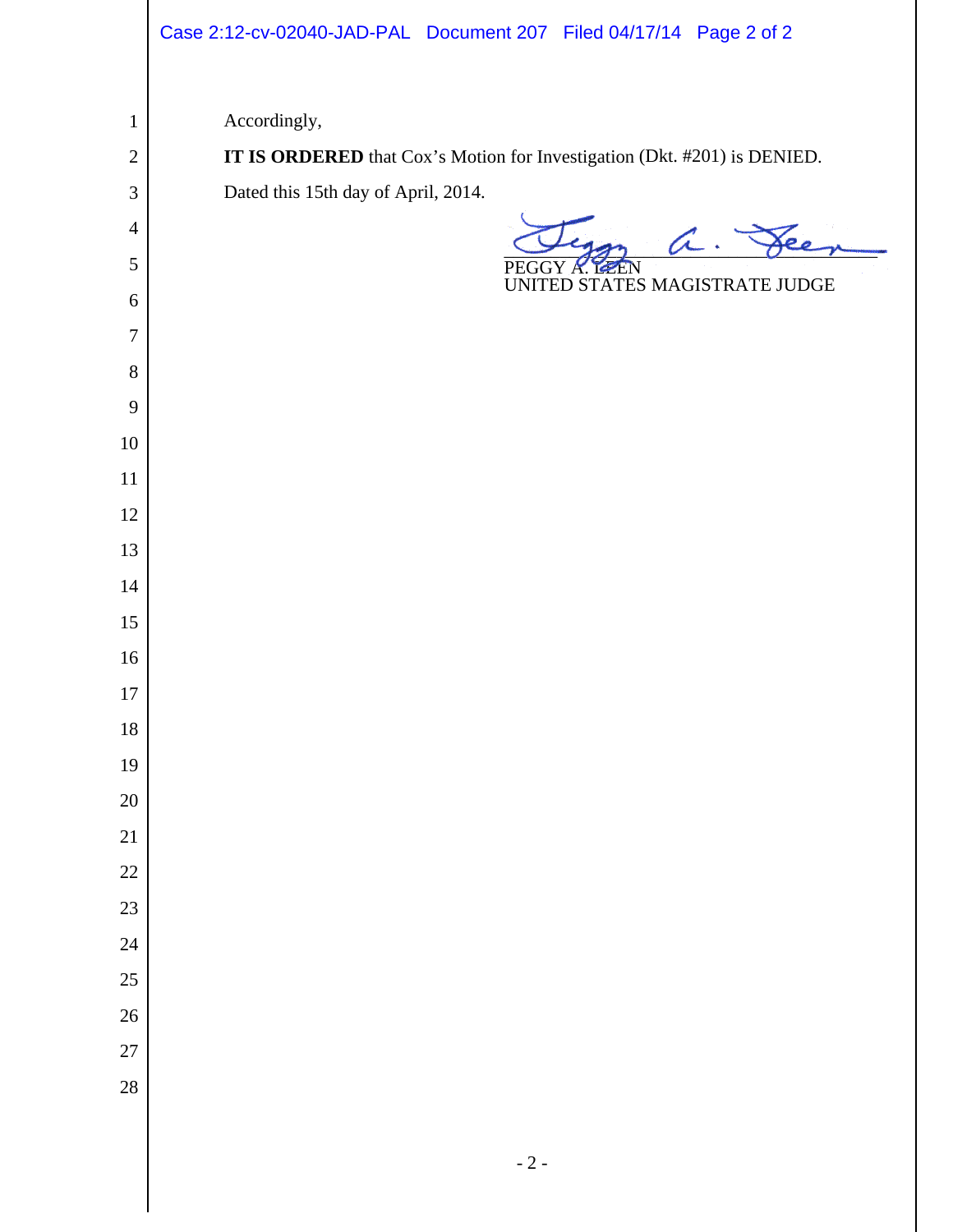Accordingly,

**IT IS ORDERED** that Cox's Motion for Investigation (Dkt. #201) is DENIED.

Dated this 15th day of April, 2014.

PEGGY A. LEEN
UNITED STATES MAGISTRATE JUDGE